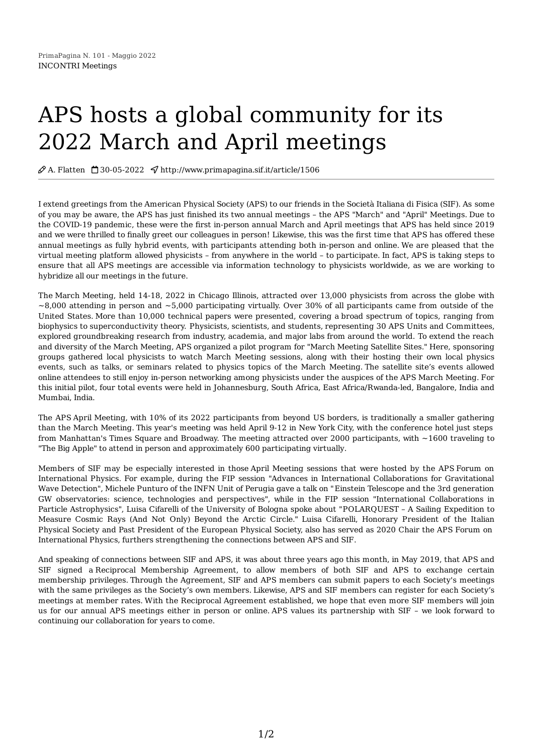PrimaPagina N. 101 - Maggio 2022
INCONTRI Meetings

# APS hosts a global community for its 2022 March and April meetings

A. Flatten 30-05-2022 http://www.primapagina.sif.it/article/1506

I extend greetings from the American Physical Society (APS) to our friends in the Società Italiana di Fisica (SIF). As some of you may be aware, the APS has just finished its two annual meetings – the APS "March" and "April" Meetings. Due to the COVID-19 pandemic, these were the first in-person annual March and April meetings that APS has held since 2019 and we were thrilled to finally greet our colleagues in person! Likewise, this was the first time that APS has offered these annual meetings as fully hybrid events, with participants attending both in-person and online. We are pleased that the virtual meeting platform allowed physicists – from anywhere in the world – to participate. In fact, APS is taking steps to ensure that all APS meetings are accessible via information technology to physicists worldwide, as we are working to hybridize all our meetings in the future.

The March Meeting, held 14-18, 2022 in Chicago Illinois, attracted over 13,000 physicists from across the globe with ~8,000 attending in person and ~5,000 participating virtually. Over 30% of all participants came from outside of the United States. More than 10,000 technical papers were presented, covering a broad spectrum of topics, ranging from biophysics to superconductivity theory. Physicists, scientists, and students, representing 30 APS Units and Committees, explored groundbreaking research from industry, academia, and major labs from around the world. To extend the reach and diversity of the March Meeting, APS organized a pilot program for "March Meeting Satellite Sites." Here, sponsoring groups gathered local physicists to watch March Meeting sessions, along with their hosting their own local physics events, such as talks, or seminars related to physics topics of the March Meeting. The satellite site's events allowed online attendees to still enjoy in-person networking among physicists under the auspices of the APS March Meeting. For this initial pilot, four total events were held in Johannesburg, South Africa, East Africa/Rwanda-led, Bangalore, India and Mumbai, India.

The APS April Meeting, with 10% of its 2022 participants from beyond US borders, is traditionally a smaller gathering than the March Meeting. This year's meeting was held April 9-12 in New York City, with the conference hotel just steps from Manhattan's Times Square and Broadway. The meeting attracted over 2000 participants, with ~1600 traveling to "The Big Apple" to attend in person and approximately 600 participating virtually.

Members of SIF may be especially interested in those April Meeting sessions that were hosted by the APS Forum on International Physics. For example, during the FIP session "Advances in International Collaborations for Gravitational Wave Detection", Michele Punturo of the INFN Unit of Perugia gave a talk on "Einstein Telescope and the 3rd generation GW observatories: science, technologies and perspectives", while in the FIP session "International Collaborations in Particle Astrophysics", Luisa Cifarelli of the University of Bologna spoke about "POLARQUEST – A Sailing Expedition to Measure Cosmic Rays (And Not Only) Beyond the Arctic Circle." Luisa Cifarelli, Honorary President of the Italian Physical Society and Past President of the European Physical Society, also has served as 2020 Chair the APS Forum on International Physics, furthers strengthening the connections between APS and SIF.

And speaking of connections between SIF and APS, it was about three years ago this month, in May 2019, that APS and SIF signed a Reciprocal Membership Agreement, to allow members of both SIF and APS to exchange certain membership privileges. Through the Agreement, SIF and APS members can submit papers to each Society's meetings with the same privileges as the Society's own members. Likewise, APS and SIF members can register for each Society's meetings at member rates. With the Reciprocal Agreement established, we hope that even more SIF members will join us for our annual APS meetings either in person or online. APS values its partnership with SIF – we look forward to continuing our collaboration for years to come.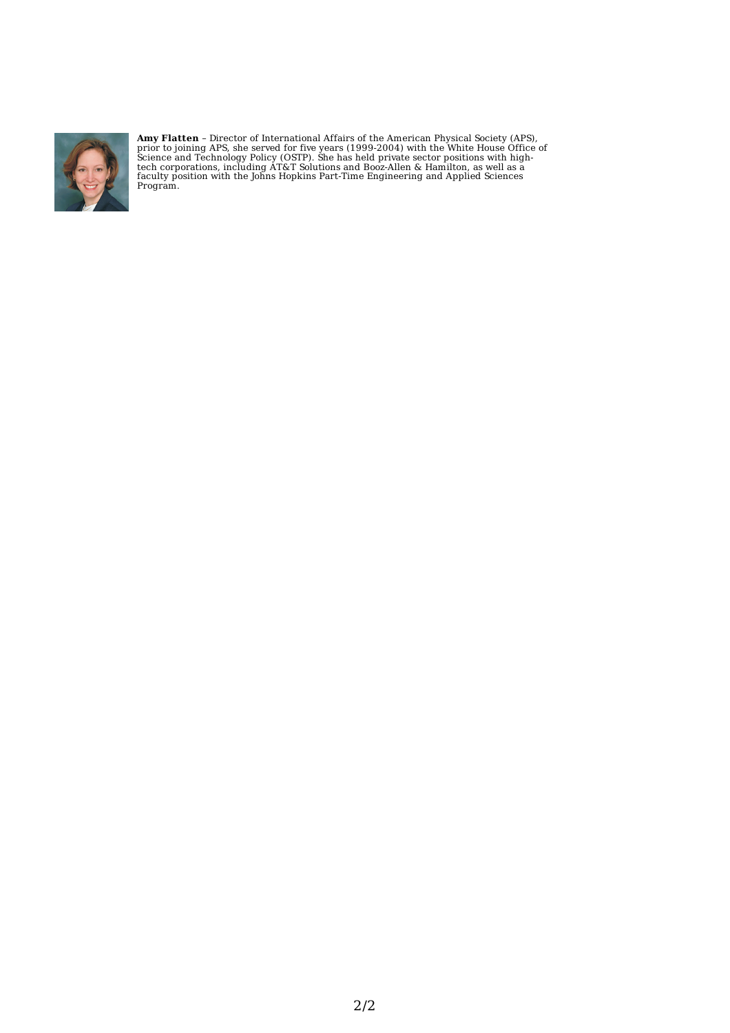**Amy Flatten** – Director of International Affairs of the American Physical Society (APS), prior to joining APS, she served for five years (1999-2004) with the White House Office of Science and Technology Policy (OSTP). She has held private sector positions with high-tech corporations, including AT&T Solutions and Booz-Allen & Hamilton, as well as a faculty position with the Johns Hopkins Part-Time Engineering and Applied Sciences Program.